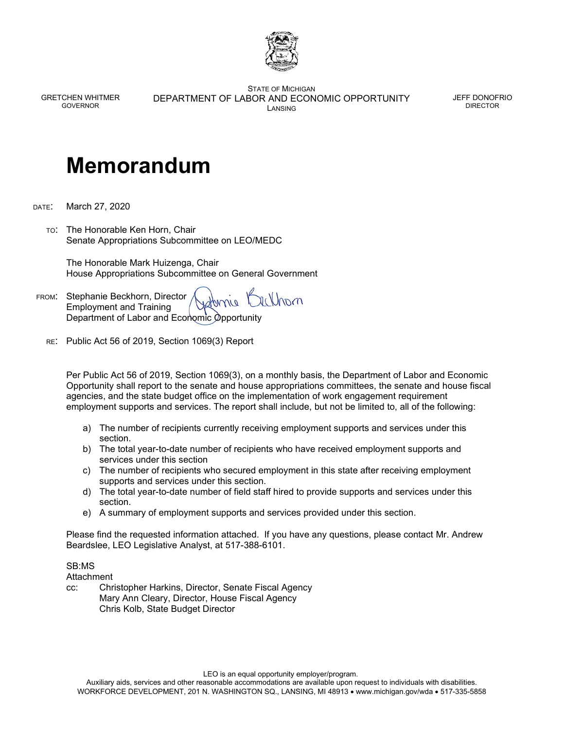GRETCHEN WHITMER
GOVERNOR

STATE OF MICHIGAN
DEPARTMENT OF LABOR AND ECONOMIC OPPORTUNITY
LANSING

JEFF DONOFRIO
DIRECTOR

# Memorandum

DATE: March 27, 2020

TO: The Honorable Ken Horn, Chair
Senate Appropriations Subcommittee on LEO/MEDC

The Honorable Mark Huizenga, Chair
House Appropriations Subcommittee on General Government

FROM: Stephanie Beckhorn, Director
Employment and Training
Department of Labor and Economic Opportunity

RE: Public Act 56 of 2019, Section 1069(3) Report

Per Public Act 56 of 2019, Section 1069(3), on a monthly basis, the Department of Labor and Economic Opportunity shall report to the senate and house appropriations committees, the senate and house fiscal agencies, and the state budget office on the implementation of work engagement requirement employment supports and services. The report shall include, but not be limited to, all of the following:

a) The number of recipients currently receiving employment supports and services under this section.
b) The total year-to-date number of recipients who have received employment supports and services under this section
c) The number of recipients who secured employment in this state after receiving employment supports and services under this section.
d) The total year-to-date number of field staff hired to provide supports and services under this section.
e) A summary of employment supports and services provided under this section.

Please find the requested information attached. If you have any questions, please contact Mr. Andrew Beardslee, LEO Legislative Analyst, at 517-388-6101.

SB:MS
Attachment
cc: Christopher Harkins, Director, Senate Fiscal Agency
Mary Ann Cleary, Director, House Fiscal Agency
Chris Kolb, State Budget Director

LEO is an equal opportunity employer/program.
Auxiliary aids, services and other reasonable accommodations are available upon request to individuals with disabilities.
WORKFORCE DEVELOPMENT, 201 N. WASHINGTON SQ., LANSING, MI 48913 • www.michigan.gov/wda • 517-335-5858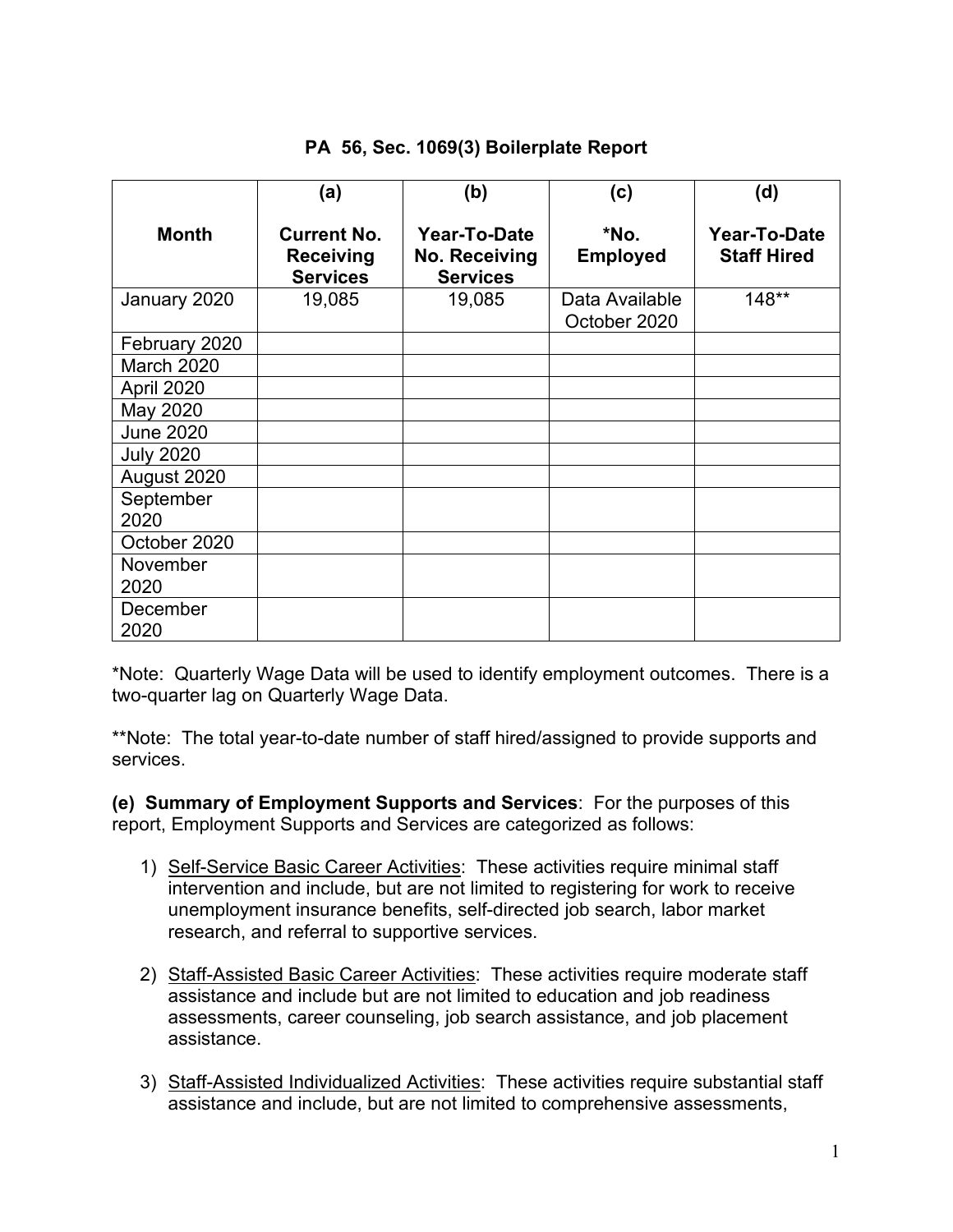**PA 56, Sec. 1069(3) Boilerplate Report**

| Month | (a) Current No. Receiving Services | (b) Year-To-Date No. Receiving Services | (c) *No. Employed | (d) Year-To-Date Staff Hired |
|---|---|---|---|---|
| January 2020 | 19,085 | 19,085 | Data Available October 2020 | 148** |
| February 2020 | | | | |
| March 2020 | | | | |
| April 2020 | | | | |
| May 2020 | | | | |
| June 2020 | | | | |
| July 2020 | | | | |
| August 2020 | | | | |
| September 2020 | | | | |
| October 2020 | | | | |
| November 2020 | | | | |
| December 2020 | | | | |

*Note: Quarterly Wage Data will be used to identify employment outcomes. There is a two-quarter lag on Quarterly Wage Data.

**Note: The total year-to-date number of staff hired/assigned to provide supports and services.

**(e) Summary of Employment Supports and Services**: For the purposes of this report, Employment Supports and Services are categorized as follows:

1) Self-Service Basic Career Activities: These activities require minimal staff intervention and include, but are not limited to registering for work to receive unemployment insurance benefits, self-directed job search, labor market research, and referral to supportive services.

2) Staff-Assisted Basic Career Activities: These activities require moderate staff assistance and include but are not limited to education and job readiness assessments, career counseling, job search assistance, and job placement assistance.

3) Staff-Assisted Individualized Activities: These activities require substantial staff assistance and include, but are not limited to comprehensive assessments,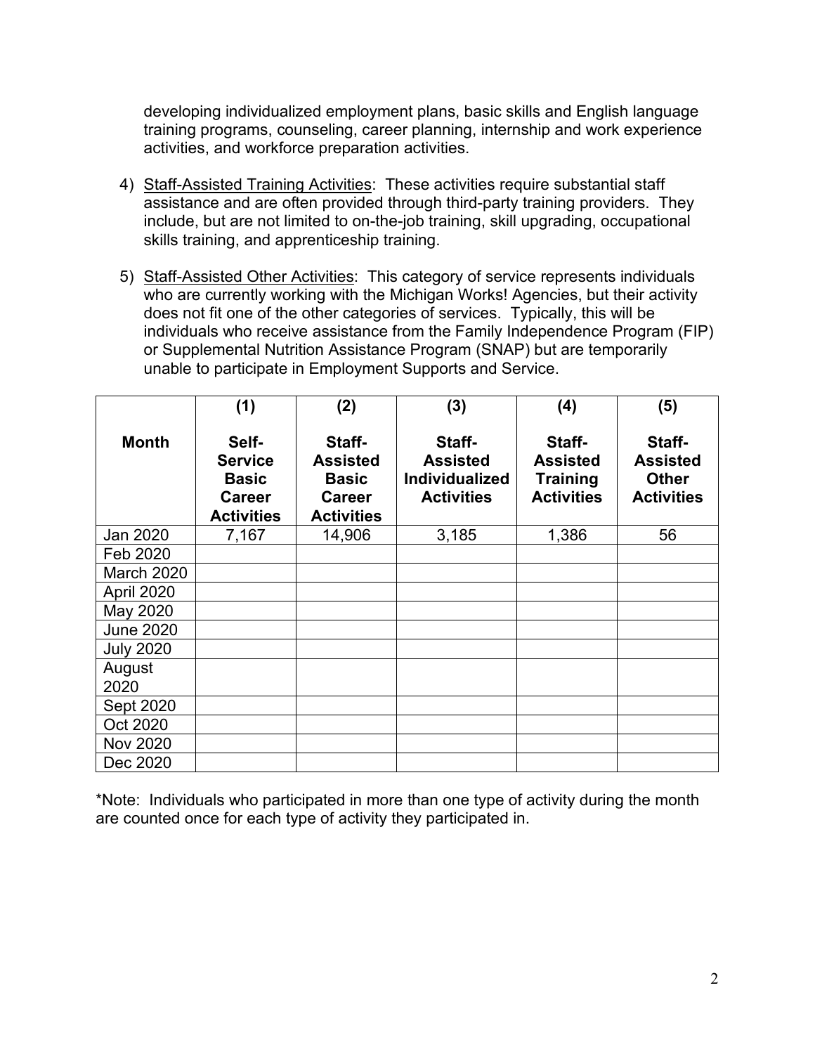developing individualized employment plans, basic skills and English language training programs, counseling, career planning, internship and work experience activities, and workforce preparation activities.

4) Staff-Assisted Training Activities: These activities require substantial staff assistance and are often provided through third-party training providers. They include, but are not limited to on-the-job training, skill upgrading, occupational skills training, and apprenticeship training.

5) Staff-Assisted Other Activities: This category of service represents individuals who are currently working with the Michigan Works! Agencies, but their activity does not fit one of the other categories of services. Typically, this will be individuals who receive assistance from the Family Independence Program (FIP) or Supplemental Nutrition Assistance Program (SNAP) but are temporarily unable to participate in Employment Supports and Service.

| Month | (1) Self-Service Basic Career Activities | (2) Staff-Assisted Basic Career Activities | (3) Staff-Assisted Individualized Activities | (4) Staff-Assisted Training Activities | (5) Staff-Assisted Other Activities |
|---|---|---|---|---|---|
| Jan 2020 | 7,167 | 14,906 | 3,185 | 1,386 | 56 |
| Feb 2020 | | | | | |
| March 2020 | | | | | |
| April 2020 | | | | | |
| May 2020 | | | | | |
| June 2020 | | | | | |
| July 2020 | | | | | |
| August 2020 | | | | | |
| Sept 2020 | | | | | |
| Oct 2020 | | | | | |
| Nov 2020 | | | | | |
| Dec 2020 | | | | | |

*Note: Individuals who participated in more than one type of activity during the month are counted once for each type of activity they participated in.